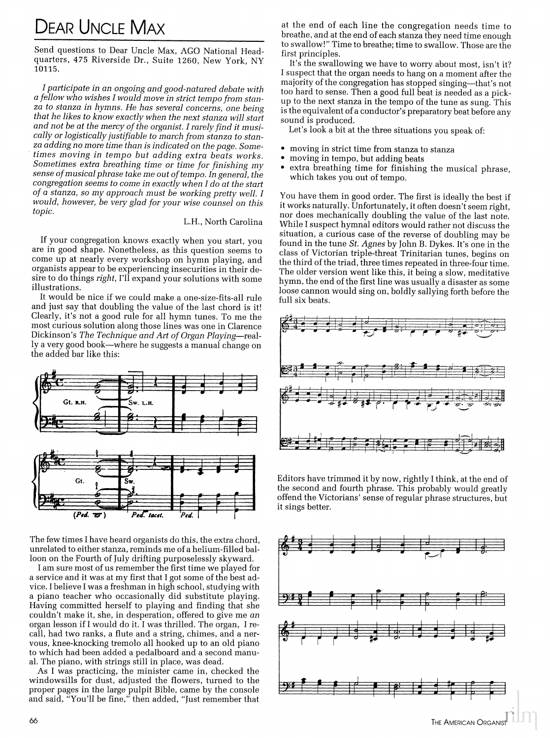# Dear Uncle Max

Send questions to Dear Uncle Max, AGO National Headquarters, 475 Riverside Dr., Suite 1260, New York, NY 10115.

*I participate in an ongoing and good-natured debate with a fellow who wishes I would move in strict tempo from stanza to stanza in hymns. He has several concerns, one being that he likes to know exactly when the next stanza will start and not be at the mercy of the organist. I rarely find it musically or logistically justifiable to march from stanza to stanza adding no more time than is indicated on the page. Sometimes moving in tempo but adding extra beats works. Sometimes extra breathing time or time for finishing my sense of musical phrase take me out of tempo. In general, the congregation seems to come in exactly when I do at the start of a stanza, so my approach must be working pretty well. I would, however, be very glad for your wise counsel on this topic.*

L.H., North Carolina

If your congregation knows exactly when you start, you are in good shape. Nonetheless, as this question seems to come up at nearly every workshop on hymn playing, and organists appear to be experiencing insecurities in their desire to do things *right*, I'll expand your solutions with some illustrations.

It would be nice if we could make a one-size-fits-all rule and just say that doubling the value of the last chord is it! Clearly, it's not a good rule for all hymn tunes. To me the most curious solution along those lines was one in Clarence Dickinson's *The Technique and Art of Organ Playing*—really a very good book—where he suggests a manual change on the added bar like this:

The few times I have heard organists do this, the extra chord, unrelated to either stanza, reminds me of a helium-filled balloon on the Fourth of July drifting purposelessly skyward.

I am sure most of us remember the first time we played for a service and it was at my first that I got some of the best advice. I believe I was a freshman in high school, studying with a piano teacher who occasionally did substitute playing. Having committed herself to playing and finding that she couldn't make it, she, in desperation, offered to give me *an* organ lesson if I would do it. I was thrilled. The organ, I recall, had two ranks, a flute and a string, chimes, and a nervous, knee-knocking tremolo all hooked up to an old piano to which had been added a pedalboard and a second manual. The piano, with strings still in place, was dead.

As I was practicing, the minister came in, checked the windowsills for dust, adjusted the flowers, turned to the proper pages in the large pulpit Bible, came by the console and said, "You'll be fine," then added, "Just remember that at the end of each line the congregation needs time to breathe, and at the end of each stanza they need time enough to swallow!" Time to breathe; time to swallow. Those are the first principles.

It's the swallowing we have to worry about most, isn't it? I suspect that the organ needs to hang on a moment after the majority of the congregation has stopped singing—that's not too hard to sense. Then a good full beat is needed as a pick-up to the next stanza in the tempo of the tune as sung. This is the equivalent of a conductor's preparatory beat before any sound is produced.

Let's look a bit at the three situations you speak of:

- moving in strict time from stanza to stanza
- moving in tempo, but adding beats
- extra breathing time for finishing the musical phrase, which takes you out of tempo.

You have them in good order. The first is ideally the best if it works naturally. Unfortunately, it often doesn't seem right, nor does mechanically doubling the value of the last note. While I suspect hymnal editors would rather not discuss the situation, a curious case of the reverse of doubling may be found in the tune *St. Agnes* by John B. Dykes. It's one in the class of Victorian triple-threat Trinitarian tunes, begins on the third of the triad, three times repeated in three-four time. The older version went like this, it being a slow, meditative hymn, the end of the first line was usually a disaster as some loose cannon would sing on, boldly sallying forth before the full six beats.

Editors have trimmed it by now, rightly I think, at the end of the second and fourth phrase. This probably would greatly offend the Victorians' sense of regular phrase structures, but it sings better.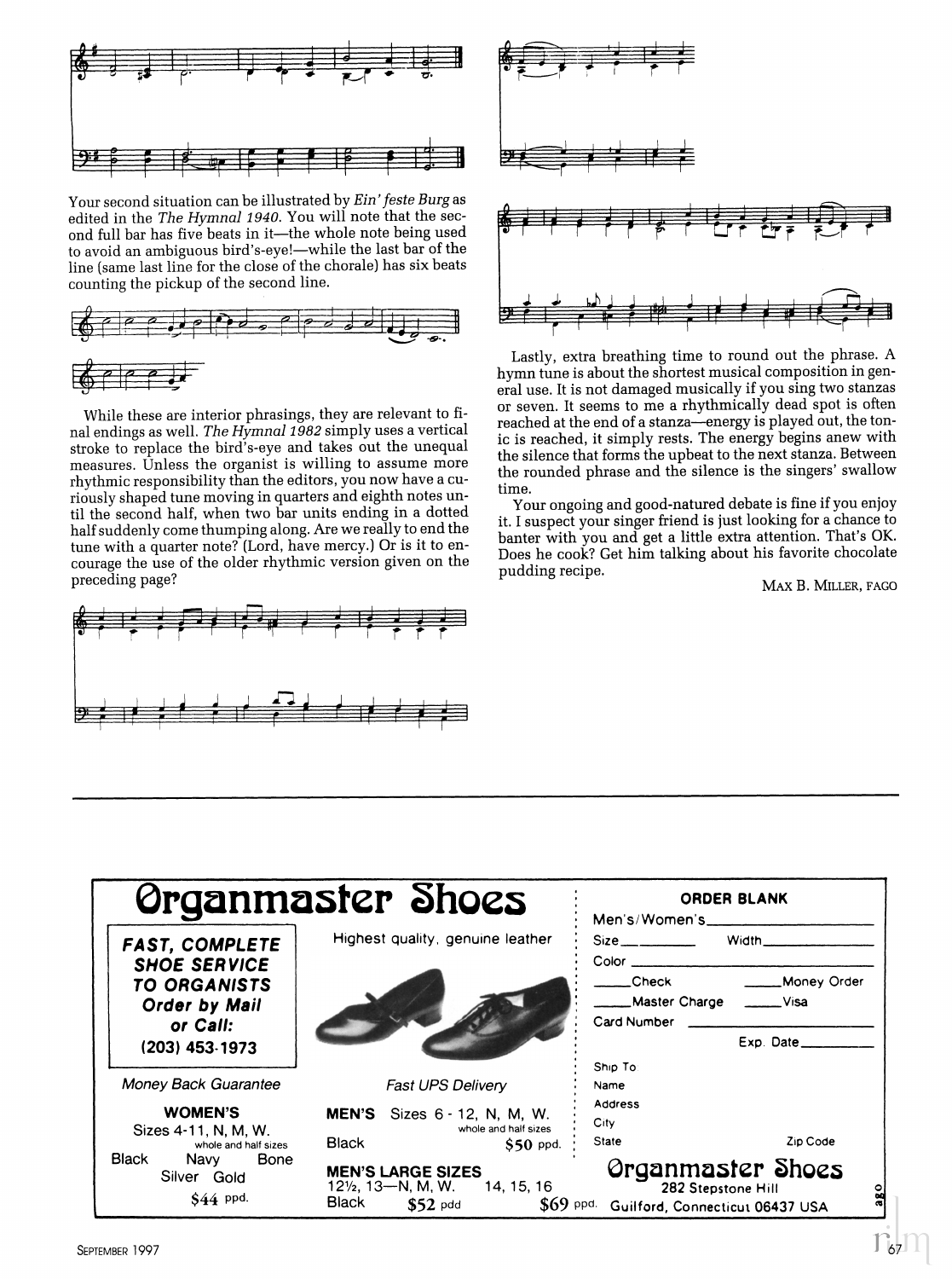Your second situation can be illustrated by *Ein' feste Burg* as edited in the *The Hymnal 1940.* You will note that the second full bar has five beats in it—the whole note being used to avoid an ambiguous bird's-eye!—while the last bar of the line (same last line for the close of the chorale) has six beats counting the pickup of the second line.

While these are interior phrasings, they are relevant to final endings as well. *The Hymnal 1982* simply uses a vertical stroke to replace the bird's-eye and takes out the unequal measures. Unless the organist is willing to assume more rhythmic responsibility than the editors, you now have a curiously shaped tune moving in quarters and eighth notes until the second half, when two bar units ending in a dotted half suddenly come thumping along. Are we really to end the tune with a quarter note? (Lord, have mercy.) Or is it to encourage the use of the older rhythmic version given on the preceding page?

Lastly, extra breathing time to round out the phrase. A hymn tune is about the shortest musical composition in general use. It is not damaged musically if you sing two stanzas or seven. It seems to me a rhythmically dead spot is often reached at the end of a stanza—energy is played out, the tonic is reached, it simply rests. The energy begins anew with the silence that forms the upbeat to the next stanza. Between the rounded phrase and the silence is the singers' swallow time.

Your ongoing and good-natured debate is fine if you enjoy it. I suspect your singer friend is just looking for a chance to banter with you and get a little extra attention. That's OK. Does he cook? Get him talking about his favorite chocolate pudding recipe.

MAX B. MILLER, FAGO

---

# Organmaster Shoes

**FAST, COMPLETE SHOE SERVICE TO ORGANISTS**
**Order by Mail or Call:**
**(203) 453-1973**

*Money Back Guarantee*

Highest quality, genuine leather

*Fast UPS Delivery*

**WOMEN'S**
Sizes 4-11, N, M, W.
whole and half sizes
Black Navy Bone
Silver Gold
$44 ppd.

**MEN'S** Sizes 6 - 12, N, M, W.
whole and half sizes
Black $50 ppd.

**MEN'S LARGE SIZES**
12½, 13—N, M, W. 14, 15, 16
Black $52 pdd $69 ppd.

**ORDER BLANK**

Men's/Women's\_\_\_\_\_\_\_\_\_\_
Size\_\_\_\_\_\_ Width\_\_\_\_\_\_
Color\_\_\_\_\_\_\_\_\_\_
\_\_\_\_Check \_\_\_\_Money Order
\_\_\_\_Master Charge \_\_\_\_Visa
Card Number\_\_\_\_\_\_\_\_\_\_
Exp. Date\_\_\_\_\_\_

Ship To
Name
Address
City
State Zip Code

**Organmaster Shoes**
282 Stepstone Hill
Guilford, Connecticut 06437 USA